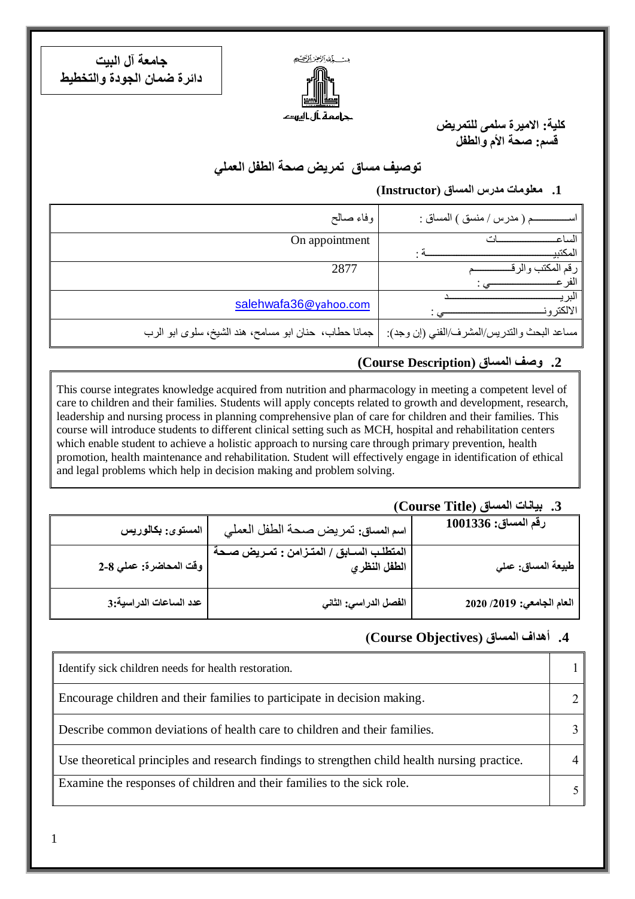جامعة آل البيت
دائرة ضمان الجودة والتخطيط

بسم الله الرحمن الرحيم
جامعة آل البيت

**كلية: الاميرة سلمى للتمريض**
**قسم: صحة الأم والطفل**

# توصيف مساق تمريض صحة الطفل العملي

## 1. معلومات مدرس المساق (Instructor)

| اسم ( مدرس / منسق ) المساق : | وفاء صالح |
|---|---|
| الساعات المكتبية : | On appointment |
| رقم المكتب والرقم الفرعي : | 2877 |
| البريد الالكتروني : | salehwafa36@yahoo.com |
| مساعد البحث والتدريس/المشرف/الفني (إن وجد): | جمانا حطاب، حنان ابو مسامح، هند الشيخ، سلوى ابو الرب |

## 2. وصف المساق (Course Description)

This course integrates knowledge acquired from nutrition and pharmacology in meeting a competent level of care to children and their families. Students will apply concepts related to growth and development, research, leadership and nursing process in planning comprehensive plan of care for children and their families. This course will introduce students to different clinical setting such as MCH, hospital and rehabilitation centers which enable student to achieve a holistic approach to nursing care through primary prevention, health promotion, health maintenance and rehabilitation. Student will effectively engage in identification of ethical and legal problems which help in decision making and problem solving.

## 3. بيانات المساق (Course Title)

| رقم المساق: 1001336 | اسم المساق: تمريض صحة الطفل العملي | المستوى: بكالوريس |
|---|---|---|
| طبيعة المساق: عملي | المتطلب السابق / المتزامن : تمريض صحة الطفل النظري | وقت المحاضرة: عملي 8-2 |
| العام الجامعي: 2019/ 2020 | الفصل الدراسي: الثاني | عدد الساعات الدراسية:3 |

## 4. أهداف المساق (Course Objectives)

| # | Objective |
|---|---|
| 1 | Identify sick children needs for health restoration. |
| 2 | Encourage children and their families to participate in decision making. |
| 3 | Describe common deviations of health care to children and their families. |
| 4 | Use theoretical principles and research findings to strengthen child health nursing practice. |
| 5 | Examine the responses of children and their families to the sick role. |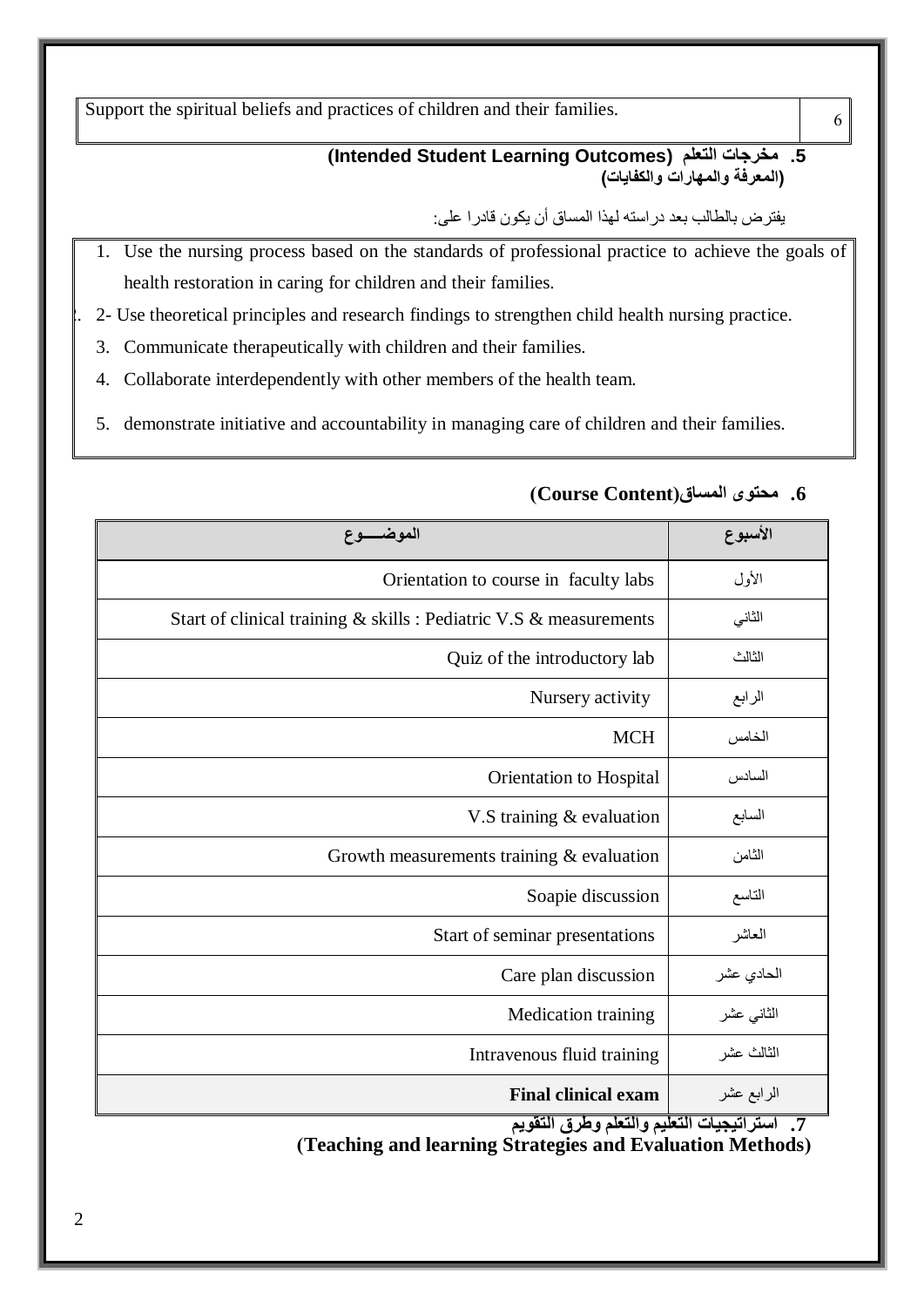| Support the spiritual beliefs and practices of children and their families. | 6 |
|---|---|

### 5. مخرجات التعلم (Intended Student Learning Outcomes)
### (المعرفة والمهارات والكفايات)

يفترض بالطالب بعد دراسته لهذا المساق أن يكون قادرا على:

1. Use the nursing process based on the standards of professional practice to achieve the goals of health restoration in caring for children and their families.
2. 2- Use theoretical principles and research findings to strengthen child health nursing practice.
3. Communicate therapeutically with children and their families.
4. Collaborate interdependently with other members of the health team.
5. demonstrate initiative and accountability in managing care of children and their families.

### 6. محتوى المساق(Course Content)

| الأسبوع | الموضـــوع |
|---|---|
| الأول | Orientation to course in faculty labs |
| الثاني | Start of clinical training & skills : Pediatric V.S & measurements |
| الثالث | Quiz of the introductory lab |
| الرابع | Nursery activity |
| الخامس | MCH |
| السادس | Orientation to Hospital |
| السابع | V.S training & evaluation |
| الثامن | Growth measurements training & evaluation |
| التاسع | Soapie discussion |
| العاشر | Start of seminar presentations |
| الحادي عشر | Care plan discussion |
| الثاني عشر | Medication training |
| الثالث عشر | Intravenous fluid training |
| الرابع عشر | **Final clinical exam** |

### 7. استراتيجيات التعليم والتعلم وطرق التقويم
### (Teaching and learning Strategies and Evaluation Methods)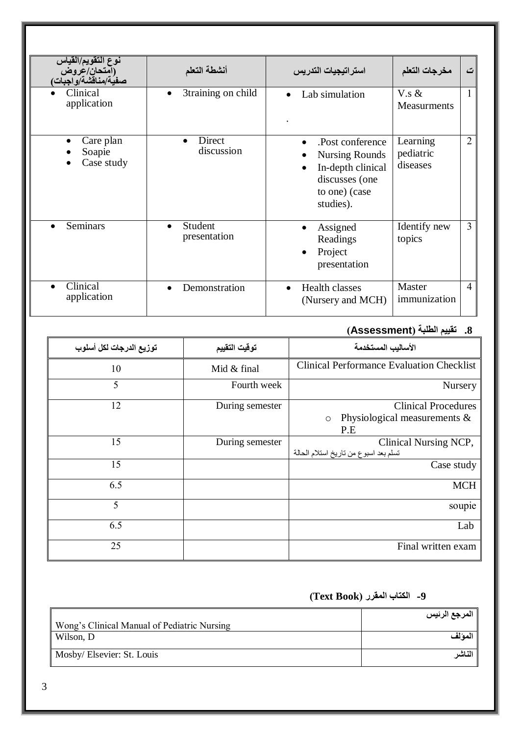| ت | مخرجات التعلم | استراتيجيات التدريس | أنشطة التعلم | نوع التقويم/القياس (امتحان/عروض صفية/مناقشة/واجبات) |
|---|---|---|---|---|
| 1 | V.s & Measurments | • Lab simulation<br>. | • 3training on child | • Clinical application |
| 2 | Learning pediatric diseases | • .Post conference<br>• Nursing Rounds<br>• In-depth clinical discusses (one to one) (case studies). | • Direct discussion | • Care plan<br>• Soapie<br>• Case study |
| 3 | Identify new topics | • Assigned Readings<br>• Project presentation | • Student presentation | • Seminars |
| 4 | Master immunization | • Health classes (Nursery and MCH) | • Demonstration | • Clinical application |

## 8. تقييم الطلبة (Assessment)

| الأساليب المستخدمة | توقيت التقييم | توزيع الدرجات لكل أسلوب |
|---|---|---|
| Clinical Performance Evaluation Checklist | Mid & final | 10 |
| Nursery | Fourth week | 5 |
| Clinical Procedures<br>○ Physiological measurements & P.E | During semester | 12 |
| Clinical Nursing NCP,<br>تسلم بعد اسبوع من تاريخ استلام الحالة | During semester | 15 |
| Case study | | 15 |
| MCH | | 6.5 |
| soupie | | 5 |
| Lab | | 6.5 |
| Final written exam | | 25 |

## 9- الكتاب المقرر (Text Book)

| | |
|---|---|
| المرجع الرئيس | Wong's Clinical Manual of Pediatric Nursing |
| المؤلف | Wilson, D |
| الناشر | Mosby/ Elsevier: St. Louis |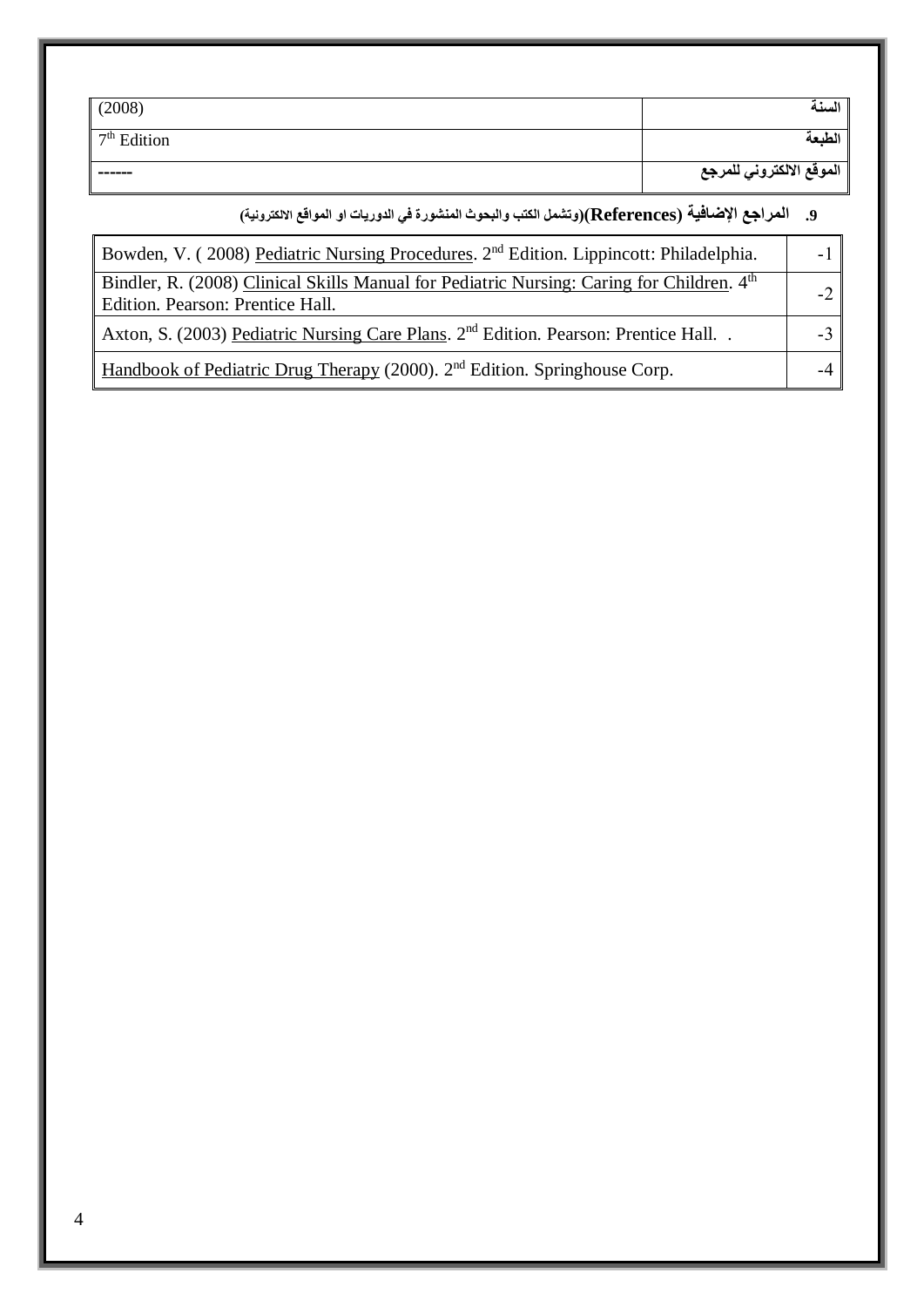| | |
|---|---|
| (2008) | السنة |
| 7th Edition | الطبعة |
| ------ | الموقع الالكتروني للمرجع |

**9. المراجع الإضافية (References)(وتشمل الكتب والبحوث المنشورة في الدوريات او المواقع الالكترونية)**

| | |
|---|---|
| Bowden, V. ( 2008) Pediatric Nursing Procedures. 2nd Edition. Lippincott: Philadelphia. | -1 |
| Bindler, R. (2008) Clinical Skills Manual for Pediatric Nursing: Caring for Children. 4th Edition. Pearson: Prentice Hall. | -2 |
| Axton, S. (2003) Pediatric Nursing Care Plans. 2nd Edition. Pearson: Prentice Hall. . | -3 |
| Handbook of Pediatric Drug Therapy (2000). 2nd Edition. Springhouse Corp. | -4 |